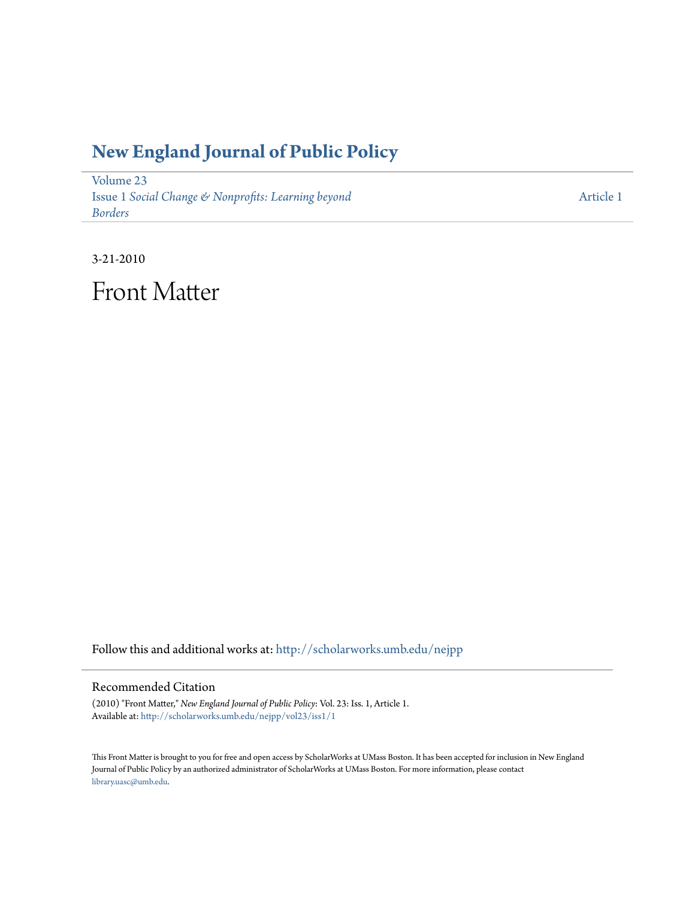# New England Journal of Public Policy

Volume 23
Issue 1 *Social Change & Nonprofits: Learning beyond Borders*

Article 1

3-21-2010

# Front Matter

Follow this and additional works at: http://scholarworks.umb.edu/nejpp

## Recommended Citation

(2010) "Front Matter," *New England Journal of Public Policy*: Vol. 23: Iss. 1, Article 1.
Available at: http://scholarworks.umb.edu/nejpp/vol23/iss1/1

This Front Matter is brought to you for free and open access by ScholarWorks at UMass Boston. It has been accepted for inclusion in New England Journal of Public Policy by an authorized administrator of ScholarWorks at UMass Boston. For more information, please contact library.uasc@umb.edu.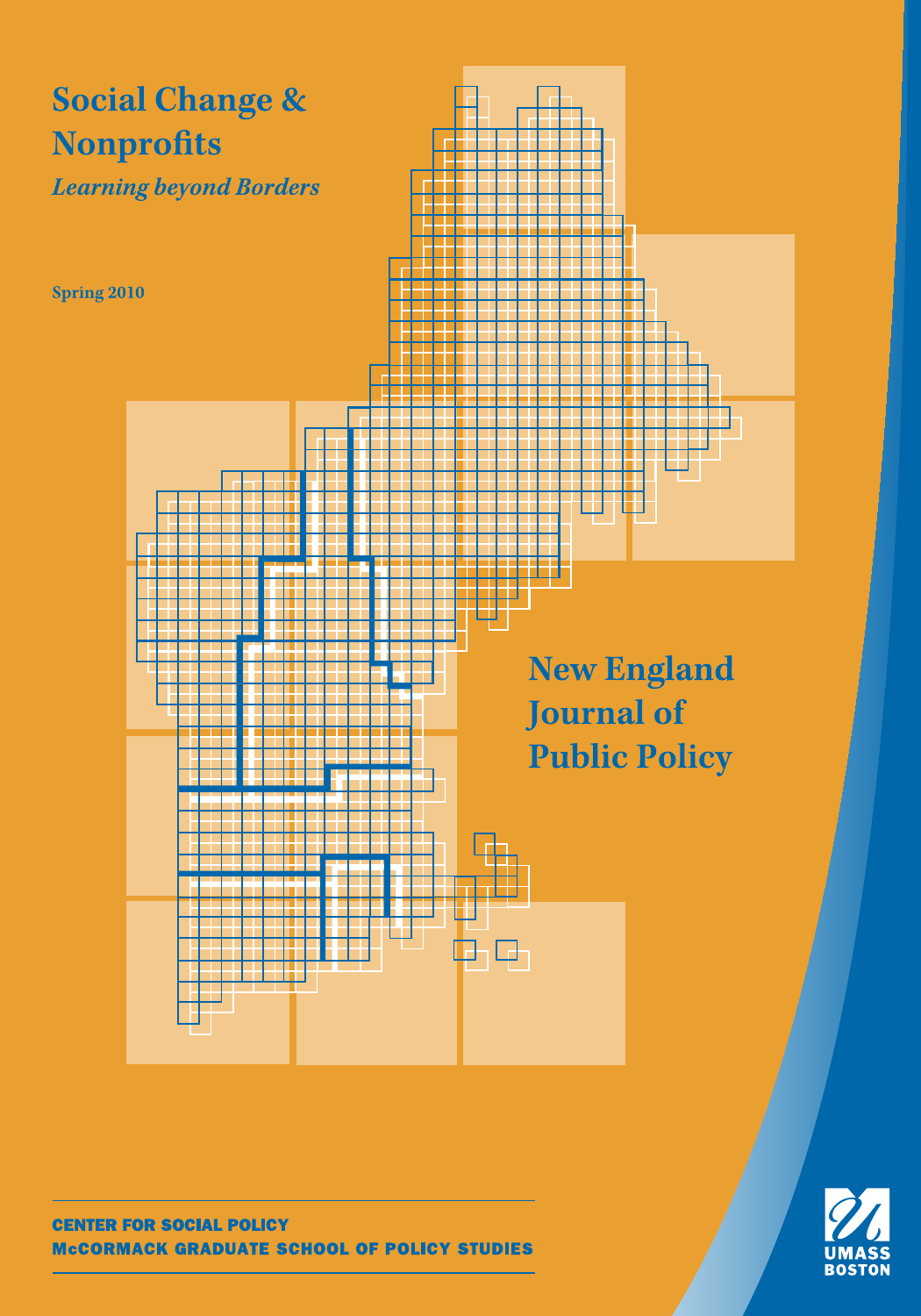# Social Change & Nonprofits

*Learning beyond Borders*

**Spring 2010**

# New England Journal of Public Policy

CENTER FOR SOCIAL POLICY

McCORMACK GRADUATE SCHOOL OF POLICY STUDIES

UMASS BOSTON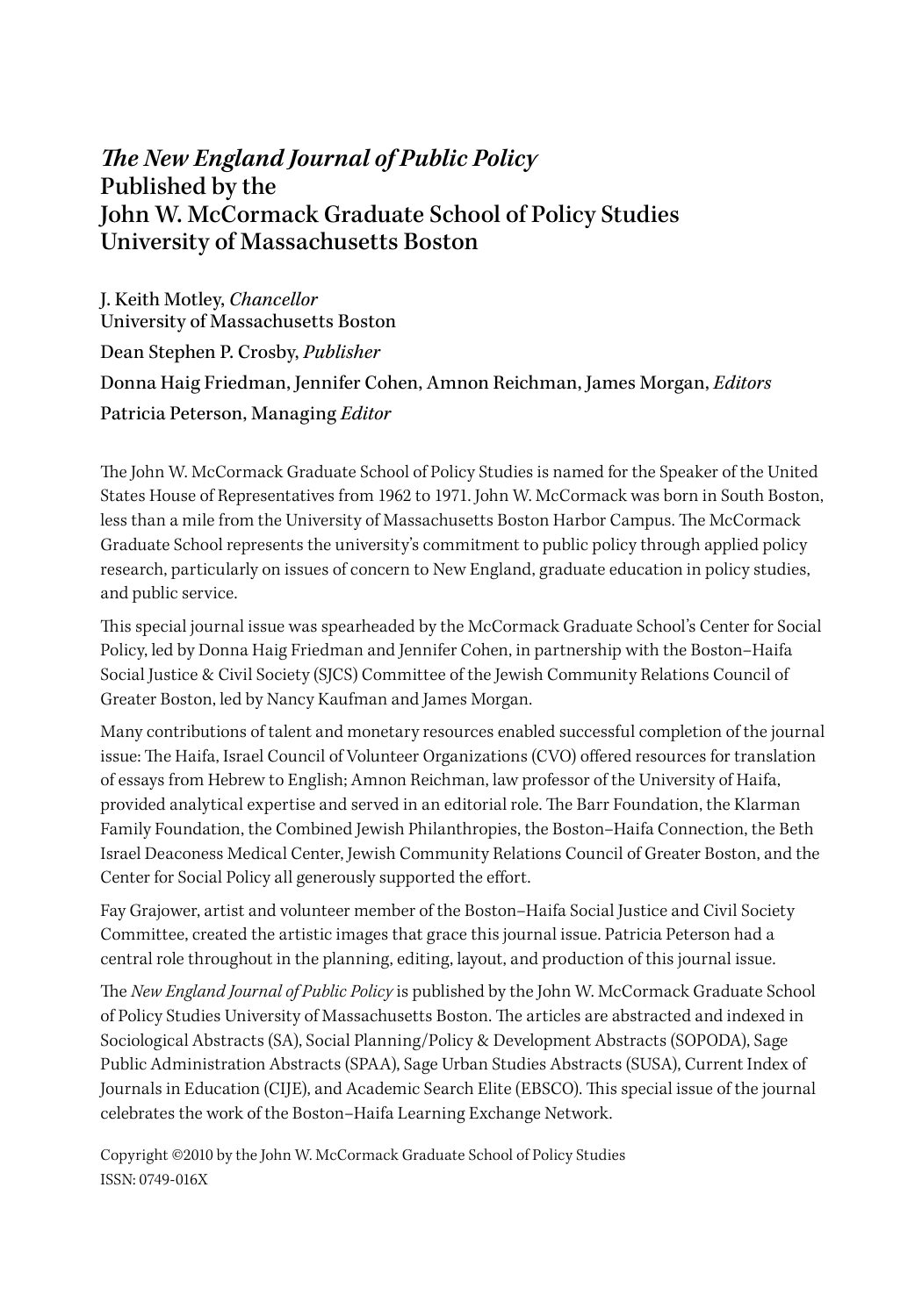# *The New England Journal of Public Policy*
# Published by the
# John W. McCormack Graduate School of Policy Studies
# University of Massachusetts Boston

J. Keith Motley, *Chancellor*
University of Massachusetts Boston

Dean Stephen P. Crosby, *Publisher*

Donna Haig Friedman, Jennifer Cohen, Amnon Reichman, James Morgan, *Editors*

Patricia Peterson, Managing *Editor*

The John W. McCormack Graduate School of Policy Studies is named for the Speaker of the United States House of Representatives from 1962 to 1971. John W. McCormack was born in South Boston, less than a mile from the University of Massachusetts Boston Harbor Campus. The McCormack Graduate School represents the university's commitment to public policy through applied policy research, particularly on issues of concern to New England, graduate education in policy studies, and public service.

This special journal issue was spearheaded by the McCormack Graduate School's Center for Social Policy, led by Donna Haig Friedman and Jennifer Cohen, in partnership with the Boston–Haifa Social Justice & Civil Society (SJCS) Committee of the Jewish Community Relations Council of Greater Boston, led by Nancy Kaufman and James Morgan.

Many contributions of talent and monetary resources enabled successful completion of the journal issue: The Haifa, Israel Council of Volunteer Organizations (CVO) offered resources for translation of essays from Hebrew to English; Amnon Reichman, law professor of the University of Haifa, provided analytical expertise and served in an editorial role. The Barr Foundation, the Klarman Family Foundation, the Combined Jewish Philanthropies, the Boston–Haifa Connection, the Beth Israel Deaconess Medical Center, Jewish Community Relations Council of Greater Boston, and the Center for Social Policy all generously supported the effort.

Fay Grajower, artist and volunteer member of the Boston–Haifa Social Justice and Civil Society Committee, created the artistic images that grace this journal issue. Patricia Peterson had a central role throughout in the planning, editing, layout, and production of this journal issue.

The *New England Journal of Public Policy* is published by the John W. McCormack Graduate School of Policy Studies University of Massachusetts Boston. The articles are abstracted and indexed in Sociological Abstracts (SA), Social Planning/Policy & Development Abstracts (SOPODA), Sage Public Administration Abstracts (SPAA), Sage Urban Studies Abstracts (SUSA), Current Index of Journals in Education (CIJE), and Academic Search Elite (EBSCO). This special issue of the journal celebrates the work of the Boston–Haifa Learning Exchange Network.

Copyright ©2010 by the John W. McCormack Graduate School of Policy Studies
ISSN: 0749-016X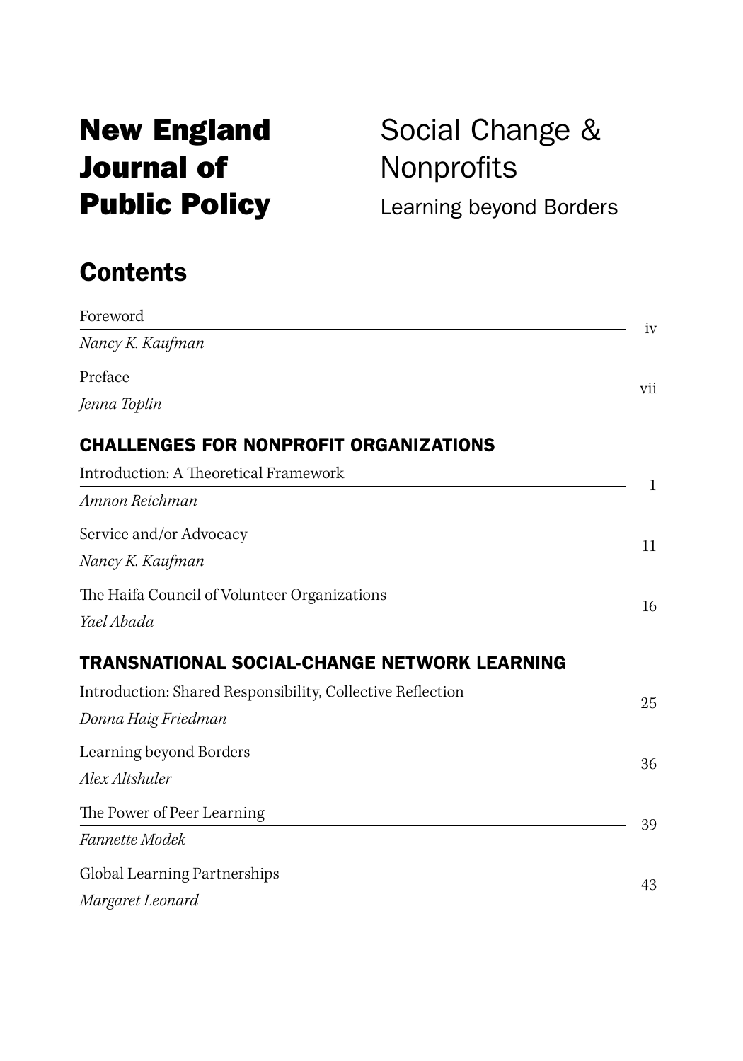# New England Journal of Public Policy

# Social Change & Nonprofits

## Learning beyond Borders

## Contents

Foreword
*Nancy K. Kaufman* — iv

Preface
*Jenna Toplin* — vii

### CHALLENGES FOR NONPROFIT ORGANIZATIONS

Introduction: A Theoretical Framework
*Amnon Reichman* — 1

Service and/or Advocacy
*Nancy K. Kaufman* — 11

The Haifa Council of Volunteer Organizations
*Yael Abada* — 16

### TRANSNATIONAL SOCIAL-CHANGE NETWORK LEARNING

Introduction: Shared Responsibility, Collective Reflection
*Donna Haig Friedman* — 25

Learning beyond Borders
*Alex Altshuler* — 36

The Power of Peer Learning
*Fannette Modek* — 39

Global Learning Partnerships
*Margaret Leonard* — 43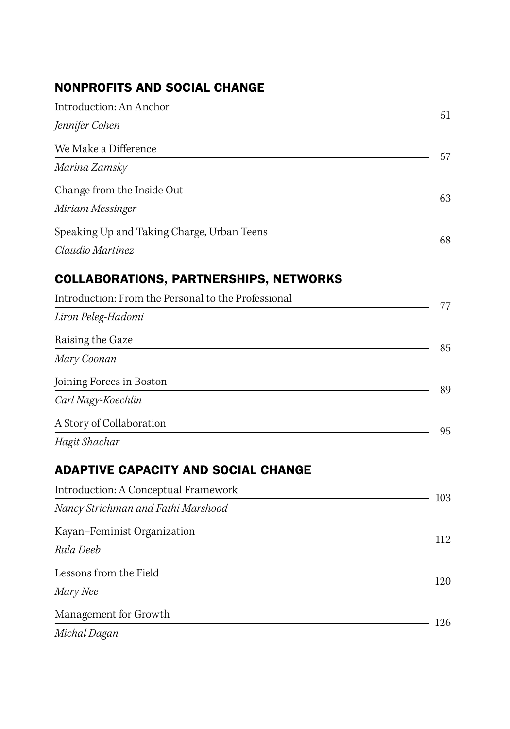## NONPROFITS AND SOCIAL CHANGE

Introduction: An Anchor
*Jennifer Cohen* — 51

We Make a Difference
*Marina Zamsky* — 57

Change from the Inside Out
*Miriam Messinger* — 63

Speaking Up and Taking Charge, Urban Teens
*Claudio Martinez* — 68

## COLLABORATIONS, PARTNERSHIPS, NETWORKS

Introduction: From the Personal to the Professional
*Liron Peleg-Hadomi* — 77

Raising the Gaze
*Mary Coonan* — 85

Joining Forces in Boston
*Carl Nagy-Koechlin* — 89

A Story of Collaboration
*Hagit Shachar* — 95

## ADAPTIVE CAPACITY AND SOCIAL CHANGE

Introduction: A Conceptual Framework
*Nancy Strichman and Fathi Marshood* — 103

Kayan–Feminist Organization
*Rula Deeb* — 112

Lessons from the Field
*Mary Nee* — 120

Management for Growth
*Michal Dagan* — 126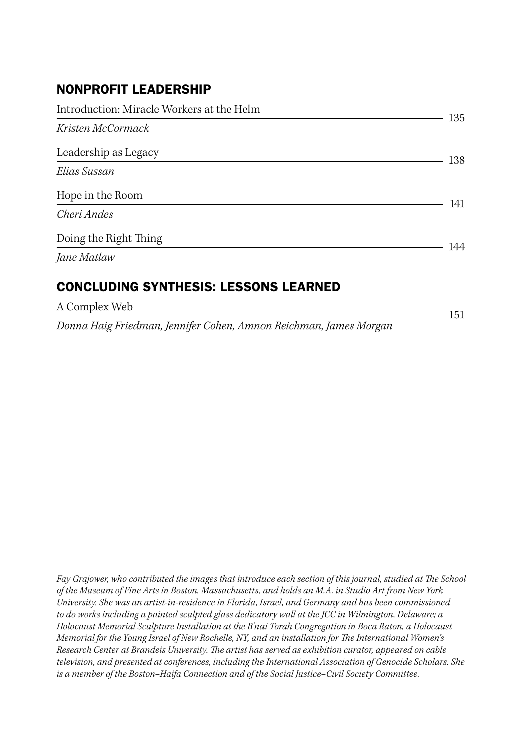## NONPROFIT LEADERSHIP

Introduction: Miracle Workers at the Helm — 135
*Kristen McCormack*

Leadership as Legacy — 138
*Elias Sussan*

Hope in the Room — 141
*Cheri Andes*

Doing the Right Thing — 144
*Jane Matlaw*

## CONCLUDING SYNTHESIS: LESSONS LEARNED

A Complex Web — 151
*Donna Haig Friedman, Jennifer Cohen, Amnon Reichman, James Morgan*

*Fay Grajower, who contributed the images that introduce each section of this journal, studied at The School of the Museum of Fine Arts in Boston, Massachusetts, and holds an M.A. in Studio Art from New York University. She was an artist-in-residence in Florida, Israel, and Germany and has been commissioned to do works including a painted sculpted glass dedicatory wall at the JCC in Wilmington, Delaware; a Holocaust Memorial Sculpture Installation at the B'nai Torah Congregation in Boca Raton, a Holocaust Memorial for the Young Israel of New Rochelle, NY, and an installation for The International Women's Research Center at Brandeis University. The artist has served as exhibition curator, appeared on cable television, and presented at conferences, including the International Association of Genocide Scholars. She is a member of the Boston–Haifa Connection and of the Social Justice–Civil Society Committee.*